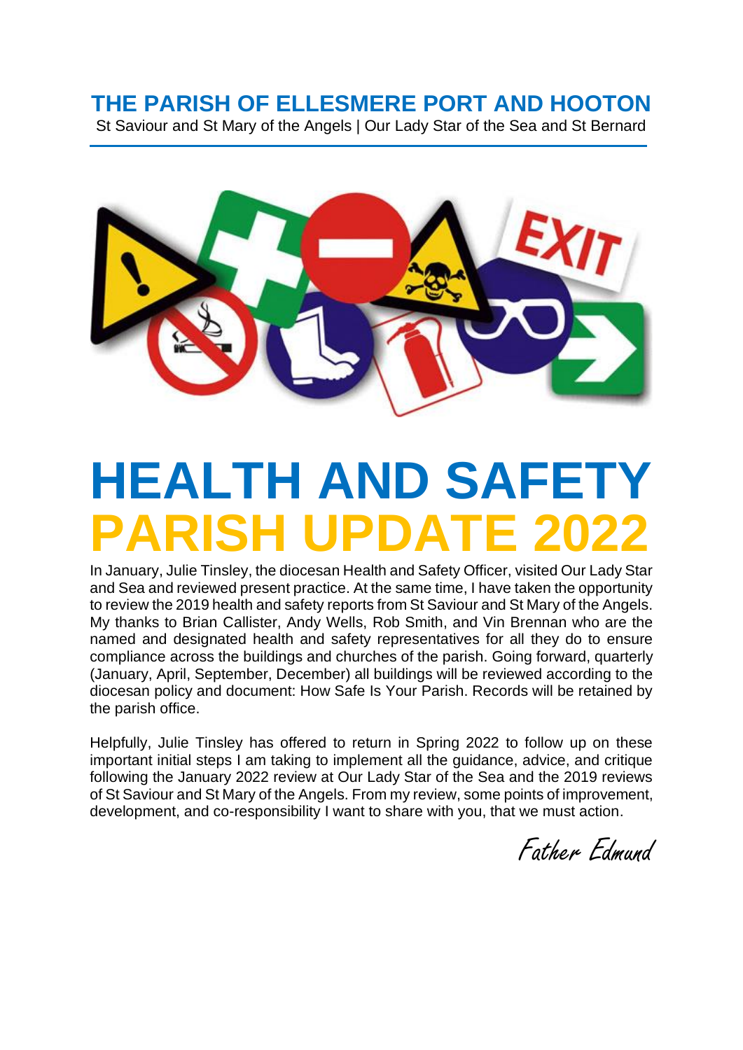# THE PARISH OF ELLESMERE PORT AND HOOTON

St Saviour and St Mary of the Angels | Our Lady Star of the Sea and St Bernard

# HEALTH AND SAFETY PARISH UPDATE 2022

In January, Julie Tinsley, the diocesan Health and Safety Officer, visited Our Lady Star and Sea and reviewed present practice. At the same time, I have taken the opportunity to review the 2019 health and safety reports from St Saviour and St Mary of the Angels. My thanks to Brian Callister, Andy Wells, Rob Smith, and Vin Brennan who are the named and designated health and safety representatives for all they do to ensure compliance across the buildings and churches of the parish. Going forward, quarterly (January, April, September, December) all buildings will be reviewed according to the diocesan policy and document: How Safe Is Your Parish. Records will be retained by the parish office.

Helpfully, Julie Tinsley has offered to return in Spring 2022 to follow up on these important initial steps I am taking to implement all the guidance, advice, and critique following the January 2022 review at Our Lady Star of the Sea and the 2019 reviews of St Saviour and St Mary of the Angels. From my review, some points of improvement, development, and co-responsibility I want to share with you, that we must action.

*Father Edmund*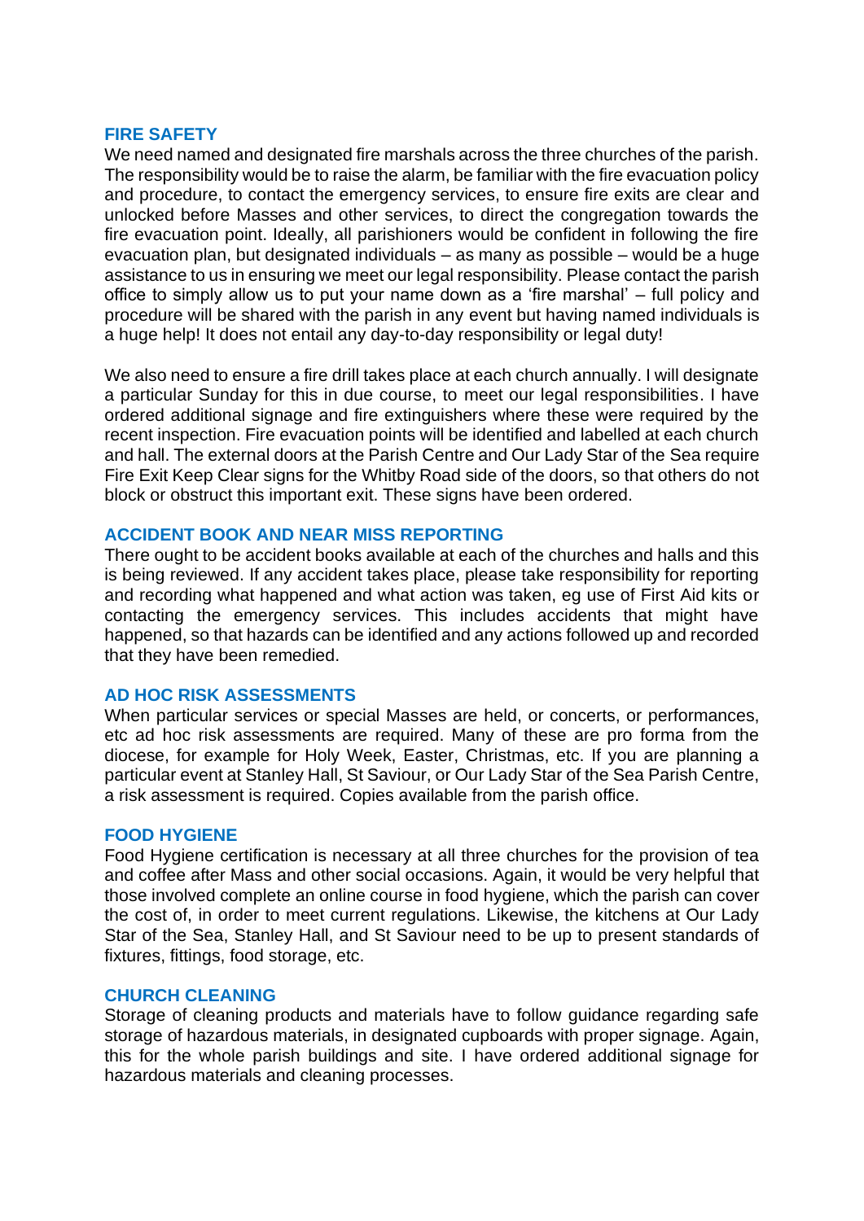## FIRE SAFETY

We need named and designated fire marshals across the three churches of the parish. The responsibility would be to raise the alarm, be familiar with the fire evacuation policy and procedure, to contact the emergency services, to ensure fire exits are clear and unlocked before Masses and other services, to direct the congregation towards the fire evacuation point. Ideally, all parishioners would be confident in following the fire evacuation plan, but designated individuals – as many as possible – would be a huge assistance to us in ensuring we meet our legal responsibility. Please contact the parish office to simply allow us to put your name down as a 'fire marshal' – full policy and procedure will be shared with the parish in any event but having named individuals is a huge help! It does not entail any day-to-day responsibility or legal duty!

We also need to ensure a fire drill takes place at each church annually. I will designate a particular Sunday for this in due course, to meet our legal responsibilities. I have ordered additional signage and fire extinguishers where these were required by the recent inspection. Fire evacuation points will be identified and labelled at each church and hall. The external doors at the Parish Centre and Our Lady Star of the Sea require Fire Exit Keep Clear signs for the Whitby Road side of the doors, so that others do not block or obstruct this important exit. These signs have been ordered.

## ACCIDENT BOOK AND NEAR MISS REPORTING

There ought to be accident books available at each of the churches and halls and this is being reviewed. If any accident takes place, please take responsibility for reporting and recording what happened and what action was taken, eg use of First Aid kits or contacting the emergency services. This includes accidents that might have happened, so that hazards can be identified and any actions followed up and recorded that they have been remedied.

## AD HOC RISK ASSESSMENTS

When particular services or special Masses are held, or concerts, or performances, etc ad hoc risk assessments are required. Many of these are pro forma from the diocese, for example for Holy Week, Easter, Christmas, etc. If you are planning a particular event at Stanley Hall, St Saviour, or Our Lady Star of the Sea Parish Centre, a risk assessment is required. Copies available from the parish office.

## FOOD HYGIENE

Food Hygiene certification is necessary at all three churches for the provision of tea and coffee after Mass and other social occasions. Again, it would be very helpful that those involved complete an online course in food hygiene, which the parish can cover the cost of, in order to meet current regulations. Likewise, the kitchens at Our Lady Star of the Sea, Stanley Hall, and St Saviour need to be up to present standards of fixtures, fittings, food storage, etc.

## CHURCH CLEANING

Storage of cleaning products and materials have to follow guidance regarding safe storage of hazardous materials, in designated cupboards with proper signage. Again, this for the whole parish buildings and site. I have ordered additional signage for hazardous materials and cleaning processes.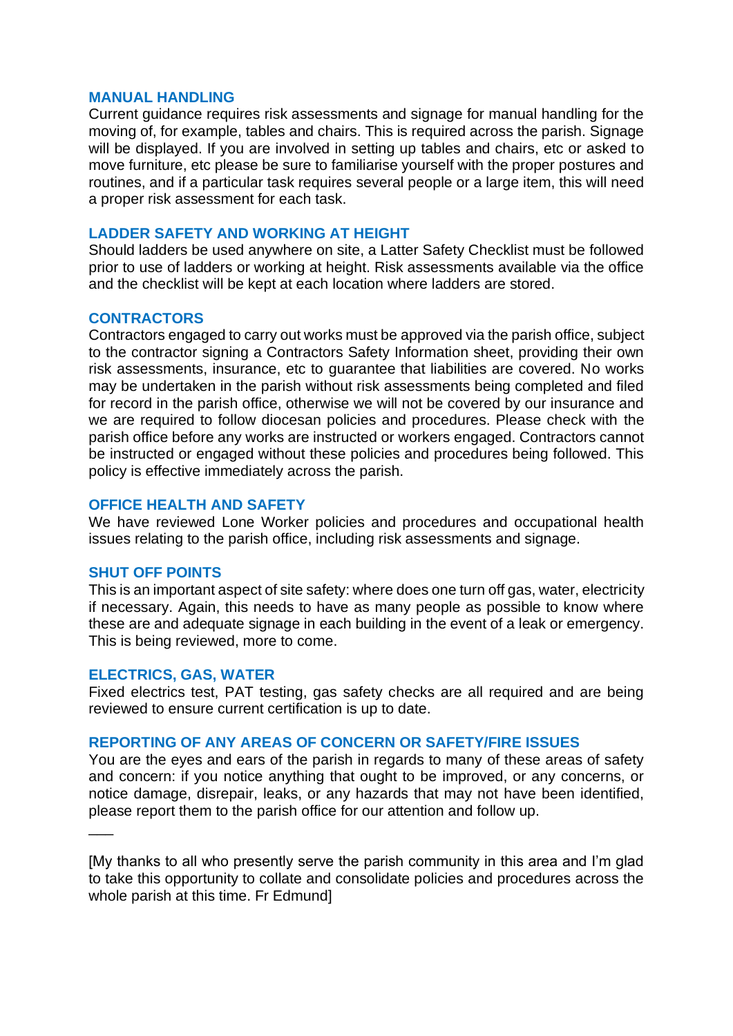## MANUAL HANDLING

Current guidance requires risk assessments and signage for manual handling for the moving of, for example, tables and chairs. This is required across the parish. Signage will be displayed. If you are involved in setting up tables and chairs, etc or asked to move furniture, etc please be sure to familiarise yourself with the proper postures and routines, and if a particular task requires several people or a large item, this will need a proper risk assessment for each task.

## LADDER SAFETY AND WORKING AT HEIGHT

Should ladders be used anywhere on site, a Latter Safety Checklist must be followed prior to use of ladders or working at height. Risk assessments available via the office and the checklist will be kept at each location where ladders are stored.

## CONTRACTORS

Contractors engaged to carry out works must be approved via the parish office, subject to the contractor signing a Contractors Safety Information sheet, providing their own risk assessments, insurance, etc to guarantee that liabilities are covered. No works may be undertaken in the parish without risk assessments being completed and filed for record in the parish office, otherwise we will not be covered by our insurance and we are required to follow diocesan policies and procedures. Please check with the parish office before any works are instructed or workers engaged. Contractors cannot be instructed or engaged without these policies and procedures being followed. This policy is effective immediately across the parish.

## OFFICE HEALTH AND SAFETY

We have reviewed Lone Worker policies and procedures and occupational health issues relating to the parish office, including risk assessments and signage.

## SHUT OFF POINTS

This is an important aspect of site safety: where does one turn off gas, water, electricity if necessary. Again, this needs to have as many people as possible to know where these are and adequate signage in each building in the event of a leak or emergency. This is being reviewed, more to come.

## ELECTRICS, GAS, WATER

Fixed electrics test, PAT testing, gas safety checks are all required and are being reviewed to ensure current certification is up to date.

## REPORTING OF ANY AREAS OF CONCERN OR SAFETY/FIRE ISSUES

You are the eyes and ears of the parish in regards to many of these areas of safety and concern: if you notice anything that ought to be improved, or any concerns, or notice damage, disrepair, leaks, or any hazards that may not have been identified, please report them to the parish office for our attention and follow up.

___

[My thanks to all who presently serve the parish community in this area and I'm glad to take this opportunity to collate and consolidate policies and procedures across the whole parish at this time. Fr Edmund]